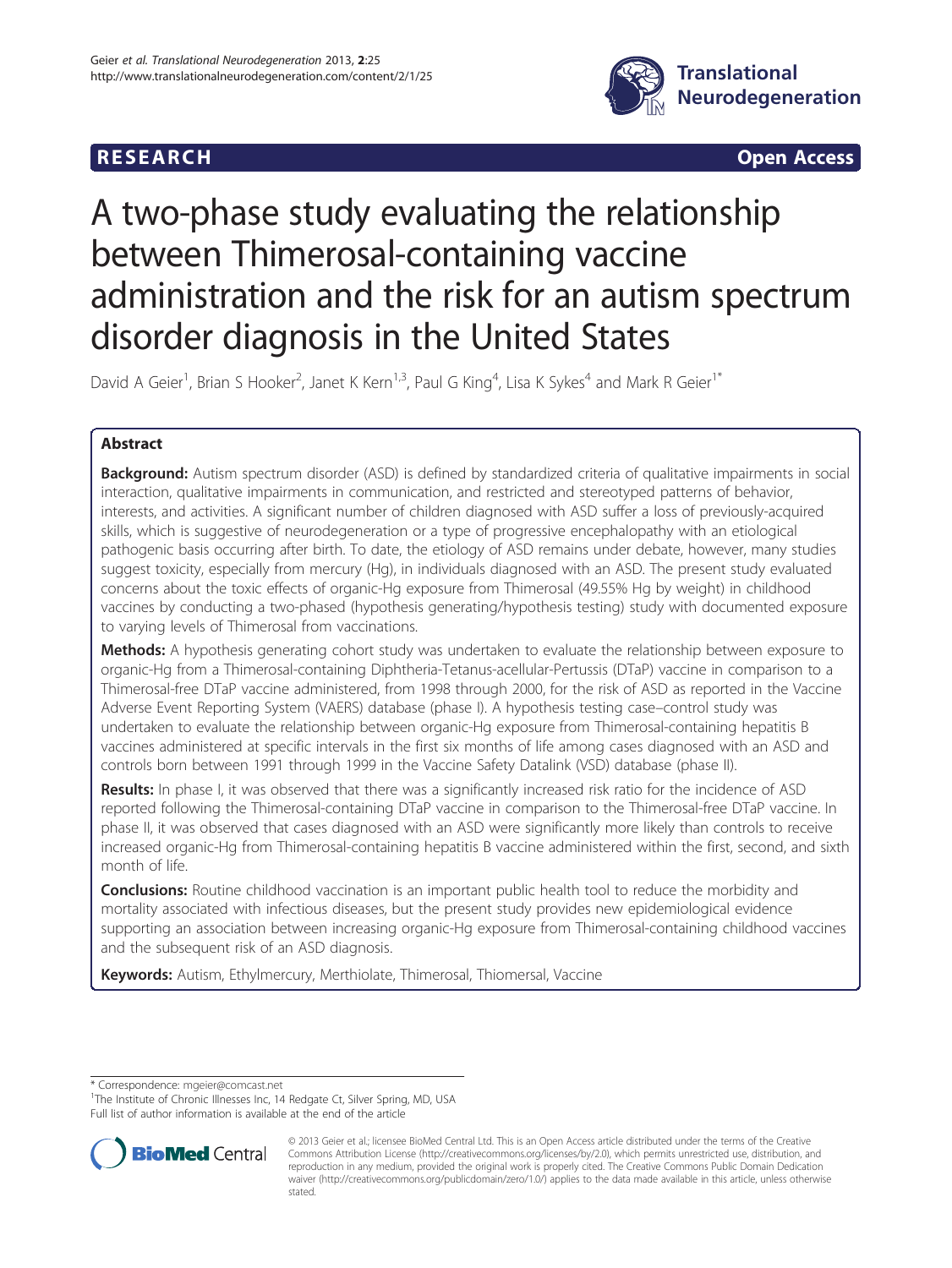**RESEARCH Open Access**

# A two-phase study evaluating the relationship between Thimerosal-containing vaccine administration and the risk for an autism spectrum disorder diagnosis in the United States

David A Geier[1], Brian S Hooker[2], Janet K Kern[1,3], Paul G King[4], Lisa K Sykes[4] and Mark R Geier[1*]

## Abstract

**Background:** Autism spectrum disorder (ASD) is defined by standardized criteria of qualitative impairments in social interaction, qualitative impairments in communication, and restricted and stereotyped patterns of behavior, interests, and activities. A significant number of children diagnosed with ASD suffer a loss of previously-acquired skills, which is suggestive of neurodegeneration or a type of progressive encephalopathy with an etiological pathogenic basis occurring after birth. To date, the etiology of ASD remains under debate, however, many studies suggest toxicity, especially from mercury (Hg), in individuals diagnosed with an ASD. The present study evaluated concerns about the toxic effects of organic-Hg exposure from Thimerosal (49.55% Hg by weight) in childhood vaccines by conducting a two-phased (hypothesis generating/hypothesis testing) study with documented exposure to varying levels of Thimerosal from vaccinations.

**Methods:** A hypothesis generating cohort study was undertaken to evaluate the relationship between exposure to organic-Hg from a Thimerosal-containing Diphtheria-Tetanus-acellular-Pertussis (DTaP) vaccine in comparison to a Thimerosal-free DTaP vaccine administered, from 1998 through 2000, for the risk of ASD as reported in the Vaccine Adverse Event Reporting System (VAERS) database (phase I). A hypothesis testing case–control study was undertaken to evaluate the relationship between organic-Hg exposure from Thimerosal-containing hepatitis B vaccines administered at specific intervals in the first six months of life among cases diagnosed with an ASD and controls born between 1991 through 1999 in the Vaccine Safety Datalink (VSD) database (phase II).

**Results:** In phase I, it was observed that there was a significantly increased risk ratio for the incidence of ASD reported following the Thimerosal-containing DTaP vaccine in comparison to the Thimerosal-free DTaP vaccine. In phase II, it was observed that cases diagnosed with an ASD were significantly more likely than controls to receive increased organic-Hg from Thimerosal-containing hepatitis B vaccine administered within the first, second, and sixth month of life.

**Conclusions:** Routine childhood vaccination is an important public health tool to reduce the morbidity and mortality associated with infectious diseases, but the present study provides new epidemiological evidence supporting an association between increasing organic-Hg exposure from Thimerosal-containing childhood vaccines and the subsequent risk of an ASD diagnosis.

**Keywords:** Autism, Ethylmercury, Merthiolate, Thimerosal, Thiomersal, Vaccine

---

* Correspondence: mgeier@comcast.net
[1]The Institute of Chronic Illnesses Inc, 14 Redgate Ct, Silver Spring, MD, USA
Full list of author information is available at the end of the article

© 2013 Geier et al.; licensee BioMed Central Ltd. This is an Open Access article distributed under the terms of the Creative Commons Attribution License (http://creativecommons.org/licenses/by/2.0), which permits unrestricted use, distribution, and reproduction in any medium, provided the original work is properly cited. The Creative Commons Public Domain Dedication waiver (http://creativecommons.org/publicdomain/zero/1.0/) applies to the data made available in this article, unless otherwise stated.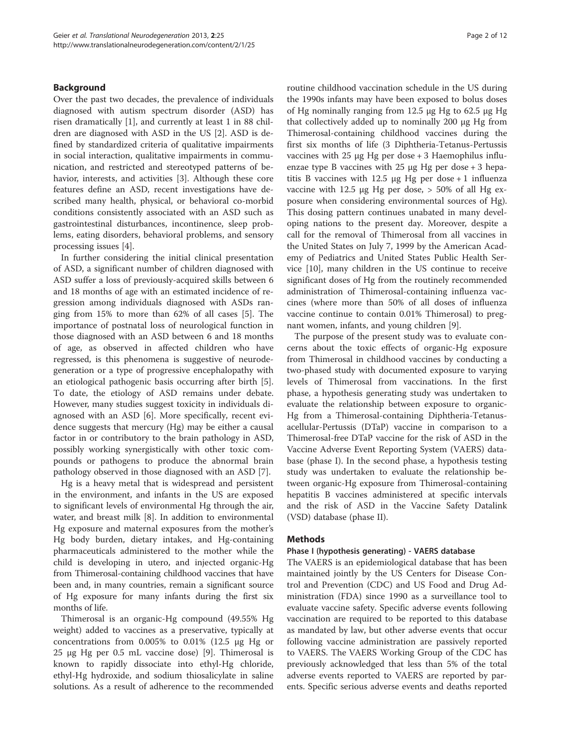## Background

Over the past two decades, the prevalence of individuals diagnosed with autism spectrum disorder (ASD) has risen dramatically [1], and currently at least 1 in 88 children are diagnosed with ASD in the US [2]. ASD is defined by standardized criteria of qualitative impairments in social interaction, qualitative impairments in communication, and restricted and stereotyped patterns of behavior, interests, and activities [3]. Although these core features define an ASD, recent investigations have described many health, physical, or behavioral co-morbid conditions consistently associated with an ASD such as gastrointestinal disturbances, incontinence, sleep problems, eating disorders, behavioral problems, and sensory processing issues [4].

In further considering the initial clinical presentation of ASD, a significant number of children diagnosed with ASD suffer a loss of previously-acquired skills between 6 and 18 months of age with an estimated incidence of regression among individuals diagnosed with ASDs ranging from 15% to more than 62% of all cases [5]. The importance of postnatal loss of neurological function in those diagnosed with an ASD between 6 and 18 months of age, as observed in affected children who have regressed, is this phenomena is suggestive of neurodegeneration or a type of progressive encephalopathy with an etiological pathogenic basis occurring after birth [5]. To date, the etiology of ASD remains under debate. However, many studies suggest toxicity in individuals diagnosed with an ASD [6]. More specifically, recent evidence suggests that mercury (Hg) may be either a causal factor in or contributory to the brain pathology in ASD, possibly working synergistically with other toxic compounds or pathogens to produce the abnormal brain pathology observed in those diagnosed with an ASD [7].

Hg is a heavy metal that is widespread and persistent in the environment, and infants in the US are exposed to significant levels of environmental Hg through the air, water, and breast milk [8]. In addition to environmental Hg exposure and maternal exposures from the mother's Hg body burden, dietary intakes, and Hg-containing pharmaceuticals administered to the mother while the child is developing in utero, and injected organic-Hg from Thimerosal-containing childhood vaccines that have been and, in many countries, remain a significant source of Hg exposure for many infants during the first six months of life.

Thimerosal is an organic-Hg compound (49.55% Hg weight) added to vaccines as a preservative, typically at concentrations from 0.005% to 0.01% (12.5 μg Hg or 25 μg Hg per 0.5 mL vaccine dose) [9]. Thimerosal is known to rapidly dissociate into ethyl-Hg chloride, ethyl-Hg hydroxide, and sodium thiosalicylate in saline solutions. As a result of adherence to the recommended routine childhood vaccination schedule in the US during the 1990s infants may have been exposed to bolus doses of Hg nominally ranging from 12.5 μg Hg to 62.5 μg Hg that collectively added up to nominally 200 μg Hg from Thimerosal-containing childhood vaccines during the first six months of life (3 Diphtheria-Tetanus-Pertussis vaccines with 25 μg Hg per dose + 3 Haemophilus influenzae type B vaccines with 25 μg Hg per dose + 3 hepatitis B vaccines with 12.5 μg Hg per dose + 1 influenza vaccine with 12.5 μg Hg per dose, > 50% of all Hg exposure when considering environmental sources of Hg). This dosing pattern continues unabated in many developing nations to the present day. Moreover, despite a call for the removal of Thimerosal from all vaccines in the United States on July 7, 1999 by the American Academy of Pediatrics and United States Public Health Service [10], many children in the US continue to receive significant doses of Hg from the routinely recommended administration of Thimerosal-containing influenza vaccines (where more than 50% of all doses of influenza vaccine continue to contain 0.01% Thimerosal) to pregnant women, infants, and young children [9].

The purpose of the present study was to evaluate concerns about the toxic effects of organic-Hg exposure from Thimerosal in childhood vaccines by conducting a two-phased study with documented exposure to varying levels of Thimerosal from vaccinations. In the first phase, a hypothesis generating study was undertaken to evaluate the relationship between exposure to organic-Hg from a Thimerosal-containing Diphtheria-Tetanus-acellular-Pertussis (DTaP) vaccine in comparison to a Thimerosal-free DTaP vaccine for the risk of ASD in the Vaccine Adverse Event Reporting System (VAERS) database (phase I). In the second phase, a hypothesis testing study was undertaken to evaluate the relationship between organic-Hg exposure from Thimerosal-containing hepatitis B vaccines administered at specific intervals and the risk of ASD in the Vaccine Safety Datalink (VSD) database (phase II).

## Methods

### Phase I (hypothesis generating) - VAERS database

The VAERS is an epidemiological database that has been maintained jointly by the US Centers for Disease Control and Prevention (CDC) and US Food and Drug Administration (FDA) since 1990 as a surveillance tool to evaluate vaccine safety. Specific adverse events following vaccination are required to be reported to this database as mandated by law, but other adverse events that occur following vaccine administration are passively reported to VAERS. The VAERS Working Group of the CDC has previously acknowledged that less than 5% of the total adverse events reported to VAERS are reported by parents. Specific serious adverse events and deaths reported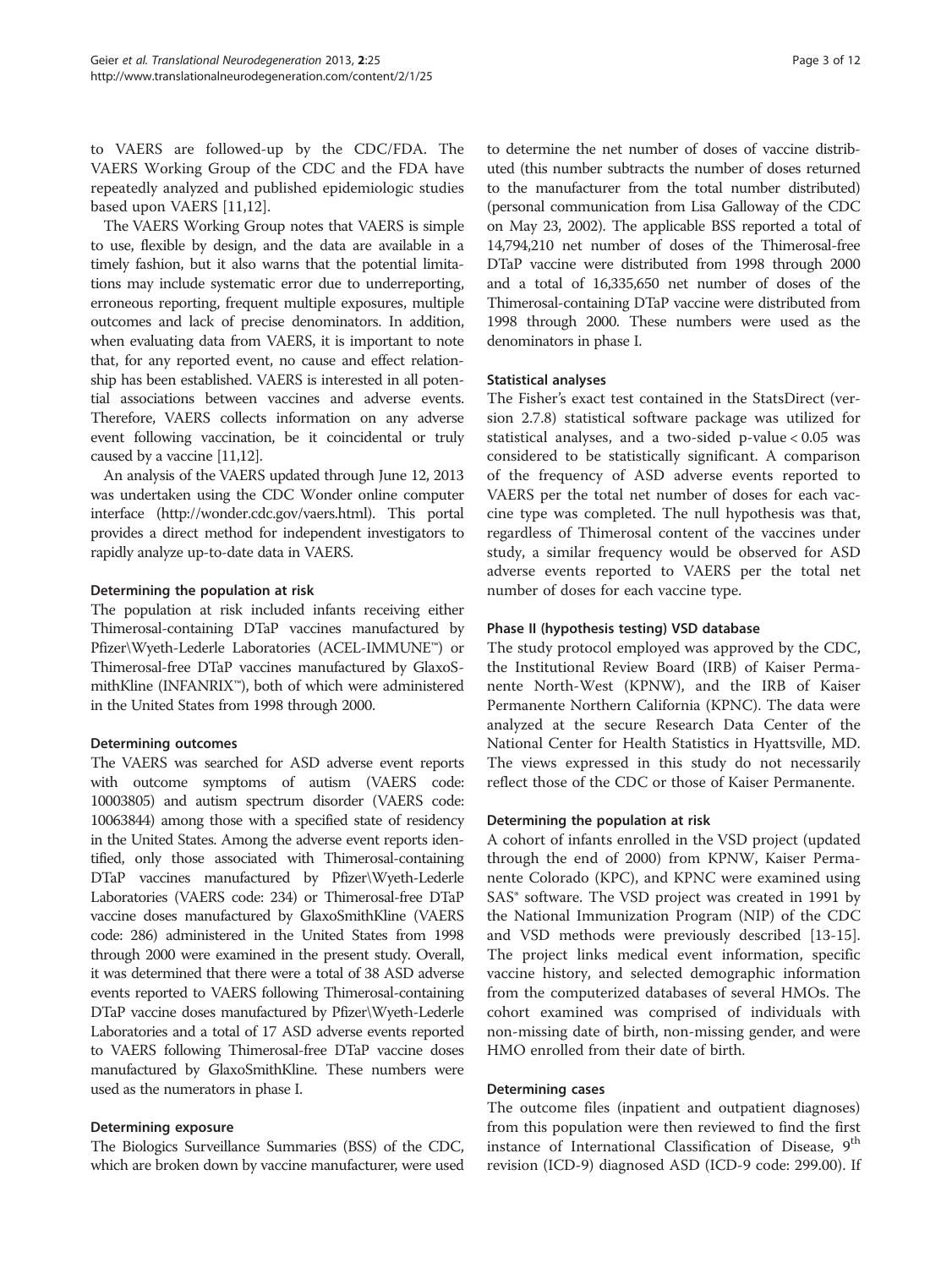to VAERS are followed-up by the CDC/FDA. The VAERS Working Group of the CDC and the FDA have repeatedly analyzed and published epidemiologic studies based upon VAERS [11,12].

The VAERS Working Group notes that VAERS is simple to use, flexible by design, and the data are available in a timely fashion, but it also warns that the potential limitations may include systematic error due to underreporting, erroneous reporting, frequent multiple exposures, multiple outcomes and lack of precise denominators. In addition, when evaluating data from VAERS, it is important to note that, for any reported event, no cause and effect relationship has been established. VAERS is interested in all potential associations between vaccines and adverse events. Therefore, VAERS collects information on any adverse event following vaccination, be it coincidental or truly caused by a vaccine [11,12].

An analysis of the VAERS updated through June 12, 2013 was undertaken using the CDC Wonder online computer interface (http://wonder.cdc.gov/vaers.html). This portal provides a direct method for independent investigators to rapidly analyze up-to-date data in VAERS.

#### Determining the population at risk

The population at risk included infants receiving either Thimerosal-containing DTaP vaccines manufactured by Pfizer\Wyeth-Lederle Laboratories (ACEL-IMMUNE™) or Thimerosal-free DTaP vaccines manufactured by GlaxoSmithKline (INFANRIX™), both of which were administered in the United States from 1998 through 2000.

#### Determining outcomes

The VAERS was searched for ASD adverse event reports with outcome symptoms of autism (VAERS code: 10003805) and autism spectrum disorder (VAERS code: 10063844) among those with a specified state of residency in the United States. Among the adverse event reports identified, only those associated with Thimerosal-containing DTaP vaccines manufactured by Pfizer\Wyeth-Lederle Laboratories (VAERS code: 234) or Thimerosal-free DTaP vaccine doses manufactured by GlaxoSmithKline (VAERS code: 286) administered in the United States from 1998 through 2000 were examined in the present study. Overall, it was determined that there were a total of 38 ASD adverse events reported to VAERS following Thimerosal-containing DTaP vaccine doses manufactured by Pfizer\Wyeth-Lederle Laboratories and a total of 17 ASD adverse events reported to VAERS following Thimerosal-free DTaP vaccine doses manufactured by GlaxoSmithKline. These numbers were used as the numerators in phase I.

#### Determining exposure

The Biologics Surveillance Summaries (BSS) of the CDC, which are broken down by vaccine manufacturer, were used to determine the net number of doses of vaccine distributed (this number subtracts the number of doses returned to the manufacturer from the total number distributed) (personal communication from Lisa Galloway of the CDC on May 23, 2002). The applicable BSS reported a total of 14,794,210 net number of doses of the Thimerosal-free DTaP vaccine were distributed from 1998 through 2000 and a total of 16,335,650 net number of doses of the Thimerosal-containing DTaP vaccine were distributed from 1998 through 2000. These numbers were used as the denominators in phase I.

#### Statistical analyses

The Fisher's exact test contained in the StatsDirect (version 2.7.8) statistical software package was utilized for statistical analyses, and a two-sided p-value $< 0.05$ was considered to be statistically significant. A comparison of the frequency of ASD adverse events reported to VAERS per the total net number of doses for each vaccine type was completed. The null hypothesis was that, regardless of Thimerosal content of the vaccines under study, a similar frequency would be observed for ASD adverse events reported to VAERS per the total net number of doses for each vaccine type.

#### Phase II (hypothesis testing) VSD database

The study protocol employed was approved by the CDC, the Institutional Review Board (IRB) of Kaiser Permanente North-West (KPNW), and the IRB of Kaiser Permanente Northern California (KPNC). The data were analyzed at the secure Research Data Center of the National Center for Health Statistics in Hyattsville, MD. The views expressed in this study do not necessarily reflect those of the CDC or those of Kaiser Permanente.

#### Determining the population at risk

A cohort of infants enrolled in the VSD project (updated through the end of 2000) from KPNW, Kaiser Permanente Colorado (KPC), and KPNC were examined using SAS® software. The VSD project was created in 1991 by the National Immunization Program (NIP) of the CDC and VSD methods were previously described [13-15]. The project links medical event information, specific vaccine history, and selected demographic information from the computerized databases of several HMOs. The cohort examined was comprised of individuals with non-missing date of birth, non-missing gender, and were HMO enrolled from their date of birth.

#### Determining cases

The outcome files (inpatient and outpatient diagnoses) from this population were then reviewed to find the first instance of International Classification of Disease, 9th revision (ICD-9) diagnosed ASD (ICD-9 code: 299.00). If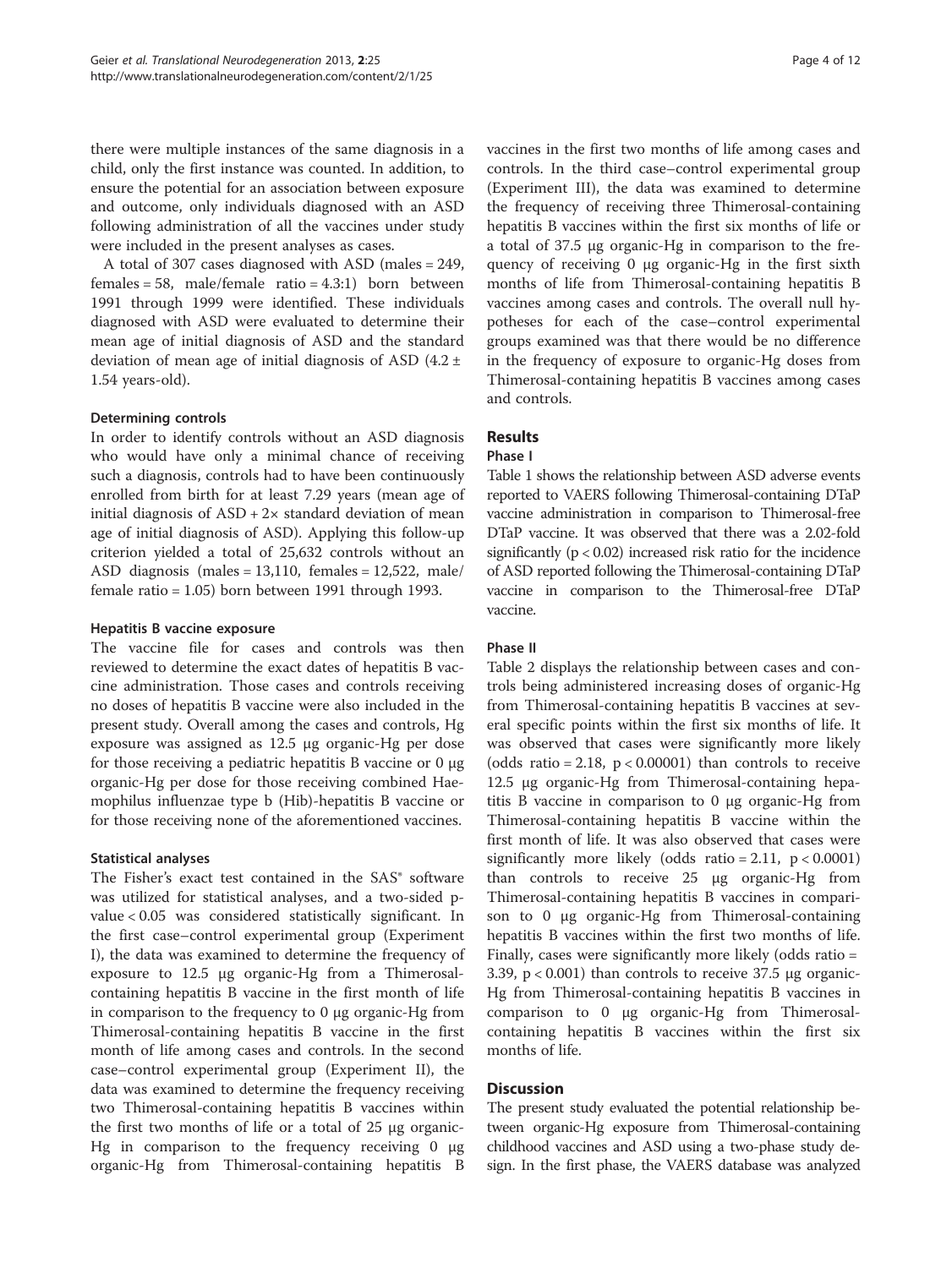there were multiple instances of the same diagnosis in a child, only the first instance was counted. In addition, to ensure the potential for an association between exposure and outcome, only individuals diagnosed with an ASD following administration of all the vaccines under study were included in the present analyses as cases.

A total of 307 cases diagnosed with ASD (males = 249, females = 58, male/female ratio = 4.3:1) born between 1991 through 1999 were identified. These individuals diagnosed with ASD were evaluated to determine their mean age of initial diagnosis of ASD and the standard deviation of mean age of initial diagnosis of ASD (4.2 ± 1.54 years-old).

#### Determining controls

In order to identify controls without an ASD diagnosis who would have only a minimal chance of receiving such a diagnosis, controls had to have been continuously enrolled from birth for at least 7.29 years (mean age of initial diagnosis of ASD + 2× standard deviation of mean age of initial diagnosis of ASD). Applying this follow-up criterion yielded a total of 25,632 controls without an ASD diagnosis (males = 13,110, females = 12,522, male/female ratio = 1.05) born between 1991 through 1993.

#### Hepatitis B vaccine exposure

The vaccine file for cases and controls was then reviewed to determine the exact dates of hepatitis B vaccine administration. Those cases and controls receiving no doses of hepatitis B vaccine were also included in the present study. Overall among the cases and controls, Hg exposure was assigned as 12.5 μg organic-Hg per dose for those receiving a pediatric hepatitis B vaccine or 0 μg organic-Hg per dose for those receiving combined Haemophilus influenzae type b (Hib)-hepatitis B vaccine or for those receiving none of the aforementioned vaccines.

#### Statistical analyses

The Fisher's exact test contained in the SAS® software was utilized for statistical analyses, and a two-sided p-value < 0.05 was considered statistically significant. In the first case–control experimental group (Experiment I), the data was examined to determine the frequency of exposure to 12.5 μg organic-Hg from a Thimerosal-containing hepatitis B vaccine in the first month of life in comparison to the frequency to 0 μg organic-Hg from Thimerosal-containing hepatitis B vaccine in the first month of life among cases and controls. In the second case–control experimental group (Experiment II), the data was examined to determine the frequency receiving two Thimerosal-containing hepatitis B vaccines within the first two months of life or a total of 25 μg organic-Hg in comparison to the frequency receiving 0 μg organic-Hg from Thimerosal-containing hepatitis B vaccines in the first two months of life among cases and controls. In the third case–control experimental group (Experiment III), the data was examined to determine the frequency of receiving three Thimerosal-containing hepatitis B vaccines within the first six months of life or a total of 37.5 μg organic-Hg in comparison to the frequency of receiving 0 μg organic-Hg in the first sixth months of life from Thimerosal-containing hepatitis B vaccines among cases and controls. The overall null hypotheses for each of the case–control experimental groups examined was that there would be no difference in the frequency of exposure to organic-Hg doses from Thimerosal-containing hepatitis B vaccines among cases and controls.

## Results

### Phase I

Table 1 shows the relationship between ASD adverse events reported to VAERS following Thimerosal-containing DTaP vaccine administration in comparison to Thimerosal-free DTaP vaccine. It was observed that there was a 2.02-fold significantly ($p < 0.02$) increased risk ratio for the incidence of ASD reported following the Thimerosal-containing DTaP vaccine in comparison to the Thimerosal-free DTaP vaccine.

### Phase II

Table 2 displays the relationship between cases and controls being administered increasing doses of organic-Hg from Thimerosal-containing hepatitis B vaccines at several specific points within the first six months of life. It was observed that cases were significantly more likely (odds ratio = 2.18, $p < 0.00001$) than controls to receive 12.5 μg organic-Hg from Thimerosal-containing hepatitis B vaccine in comparison to 0 μg organic-Hg from Thimerosal-containing hepatitis B vaccine within the first month of life. It was also observed that cases were significantly more likely (odds ratio = 2.11, $p < 0.0001$) than controls to receive 25 μg organic-Hg from Thimerosal-containing hepatitis B vaccines in comparison to 0 μg organic-Hg from Thimerosal-containing hepatitis B vaccines within the first two months of life. Finally, cases were significantly more likely (odds ratio = 3.39, $p < 0.001$) than controls to receive 37.5 μg organic-Hg from Thimerosal-containing hepatitis B vaccines in comparison to 0 μg organic-Hg from Thimerosal-containing hepatitis B vaccines within the first six months of life.

## Discussion

The present study evaluated the potential relationship between organic-Hg exposure from Thimerosal-containing childhood vaccines and ASD using a two-phase study design. In the first phase, the VAERS database was analyzed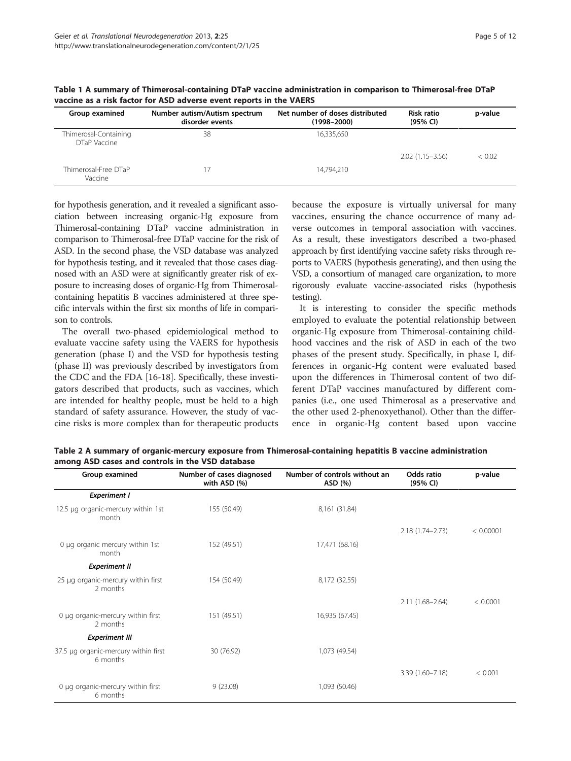**Table 1 A summary of Thimerosal-containing DTaP vaccine administration in comparison to Thimerosal-free DTaP vaccine as a risk factor for ASD adverse event reports in the VAERS**

| Group examined | Number autism/Autism spectrum disorder events | Net number of doses distributed (1998–2000) | Risk ratio (95% CI) | p-value |
|---|---|---|---|---|
| Thimerosal-Containing DTaP Vaccine | 38 | 16,335,650 | | |
| | | | 2.02 (1.15–3.56) | < 0.02 |
| Thimerosal-Free DTaP Vaccine | 17 | 14,794,210 | | |

for hypothesis generation, and it revealed a significant association between increasing organic-Hg exposure from Thimerosal-containing DTaP vaccine administration in comparison to Thimerosal-free DTaP vaccine for the risk of ASD. In the second phase, the VSD database was analyzed for hypothesis testing, and it revealed that those cases diagnosed with an ASD were at significantly greater risk of exposure to increasing doses of organic-Hg from Thimerosal-containing hepatitis B vaccines administered at three specific intervals within the first six months of life in comparison to controls.

The overall two-phased epidemiological method to evaluate vaccine safety using the VAERS for hypothesis generation (phase I) and the VSD for hypothesis testing (phase II) was previously described by investigators from the CDC and the FDA [16-18]. Specifically, these investigators described that products, such as vaccines, which are intended for healthy people, must be held to a high standard of safety assurance. However, the study of vaccine risks is more complex than for therapeutic products because the exposure is virtually universal for many vaccines, ensuring the chance occurrence of many adverse outcomes in temporal association with vaccines. As a result, these investigators described a two-phased approach by first identifying vaccine safety risks through reports to VAERS (hypothesis generating), and then using the VSD, a consortium of managed care organization, to more rigorously evaluate vaccine-associated risks (hypothesis testing).

It is interesting to consider the specific methods employed to evaluate the potential relationship between organic-Hg exposure from Thimerosal-containing childhood vaccines and the risk of ASD in each of the two phases of the present study. Specifically, in phase I, differences in organic-Hg content were evaluated based upon the differences in Thimerosal content of two different DTaP vaccines manufactured by different companies (i.e., one used Thimerosal as a preservative and the other used 2-phenoxyethanol). Other than the difference in organic-Hg content based upon vaccine

**Table 2 A summary of organic-mercury exposure from Thimerosal-containing hepatitis B vaccine administration among ASD cases and controls in the VSD database**

| Group examined | Number of cases diagnosed with ASD (%) | Number of controls without an ASD (%) | Odds ratio (95% CI) | p-value |
|---|---|---|---|---|
| ***Experiment I*** | | | | |
| 12.5 μg organic-mercury within 1st month | 155 (50.49) | 8,161 (31.84) | | |
| | | | 2.18 (1.74–2.73) | < 0.00001 |
| 0 μg organic mercury within 1st month | 152 (49.51) | 17,471 (68.16) | | |
| ***Experiment II*** | | | | |
| 25 μg organic-mercury within first 2 months | 154 (50.49) | 8,172 (32.55) | | |
| | | | 2.11 (1.68–2.64) | < 0.0001 |
| 0 μg organic-mercury within first 2 months | 151 (49.51) | 16,935 (67.45) | | |
| ***Experiment III*** | | | | |
| 37.5 μg organic-mercury within first 6 months | 30 (76.92) | 1,073 (49.54) | | |
| | | | 3.39 (1.60–7.18) | < 0.001 |
| 0 μg organic-mercury within first 6 months | 9 (23.08) | 1,093 (50.46) | | |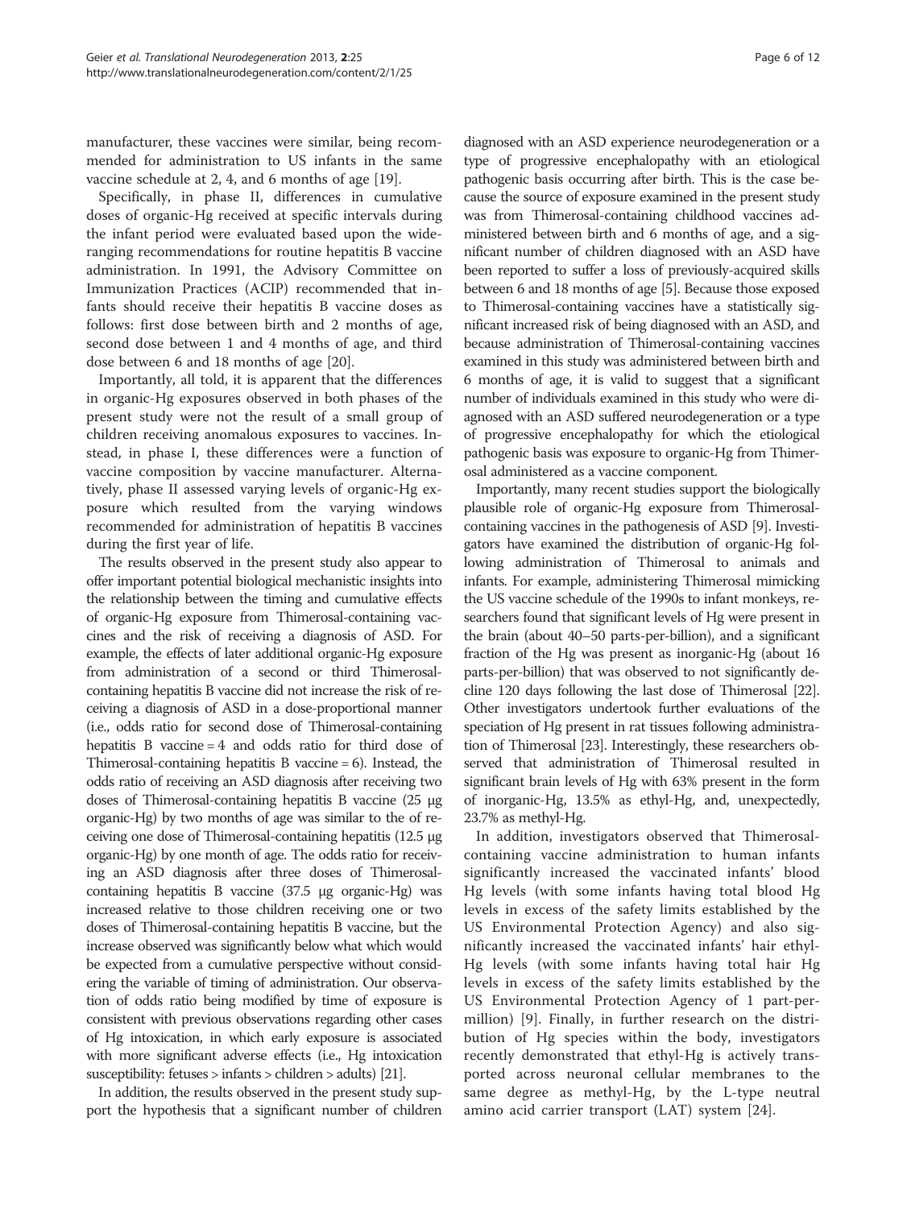manufacturer, these vaccines were similar, being recommended for administration to US infants in the same vaccine schedule at 2, 4, and 6 months of age [19].

Specifically, in phase II, differences in cumulative doses of organic-Hg received at specific intervals during the infant period were evaluated based upon the wide-ranging recommendations for routine hepatitis B vaccine administration. In 1991, the Advisory Committee on Immunization Practices (ACIP) recommended that infants should receive their hepatitis B vaccine doses as follows: first dose between birth and 2 months of age, second dose between 1 and 4 months of age, and third dose between 6 and 18 months of age [20].

Importantly, all told, it is apparent that the differences in organic-Hg exposures observed in both phases of the present study were not the result of a small group of children receiving anomalous exposures to vaccines. Instead, in phase I, these differences were a function of vaccine composition by vaccine manufacturer. Alternatively, phase II assessed varying levels of organic-Hg exposure which resulted from the varying windows recommended for administration of hepatitis B vaccines during the first year of life.

The results observed in the present study also appear to offer important potential biological mechanistic insights into the relationship between the timing and cumulative effects of organic-Hg exposure from Thimerosal-containing vaccines and the risk of receiving a diagnosis of ASD. For example, the effects of later additional organic-Hg exposure from administration of a second or third Thimerosal-containing hepatitis B vaccine did not increase the risk of receiving a diagnosis of ASD in a dose-proportional manner (i.e., odds ratio for second dose of Thimerosal-containing hepatitis B vaccine = 4 and odds ratio for third dose of Thimerosal-containing hepatitis B vaccine = 6). Instead, the odds ratio of receiving an ASD diagnosis after receiving two doses of Thimerosal-containing hepatitis B vaccine (25 μg organic-Hg) by two months of age was similar to the of receiving one dose of Thimerosal-containing hepatitis (12.5 μg organic-Hg) by one month of age. The odds ratio for receiving an ASD diagnosis after three doses of Thimerosal-containing hepatitis B vaccine (37.5 μg organic-Hg) was increased relative to those children receiving one or two doses of Thimerosal-containing hepatitis B vaccine, but the increase observed was significantly below what which would be expected from a cumulative perspective without considering the variable of timing of administration. Our observation of odds ratio being modified by time of exposure is consistent with previous observations regarding other cases of Hg intoxication, in which early exposure is associated with more significant adverse effects (i.e., Hg intoxication susceptibility: fetuses > infants > children > adults) [21].

In addition, the results observed in the present study support the hypothesis that a significant number of children diagnosed with an ASD experience neurodegeneration or a type of progressive encephalopathy with an etiological pathogenic basis occurring after birth. This is the case because the source of exposure examined in the present study was from Thimerosal-containing childhood vaccines administered between birth and 6 months of age, and a significant number of children diagnosed with an ASD have been reported to suffer a loss of previously-acquired skills between 6 and 18 months of age [5]. Because those exposed to Thimerosal-containing vaccines have a statistically significant increased risk of being diagnosed with an ASD, and because administration of Thimerosal-containing vaccines examined in this study was administered between birth and 6 months of age, it is valid to suggest that a significant number of individuals examined in this study who were diagnosed with an ASD suffered neurodegeneration or a type of progressive encephalopathy for which the etiological pathogenic basis was exposure to organic-Hg from Thimerosal administered as a vaccine component.

Importantly, many recent studies support the biologically plausible role of organic-Hg exposure from Thimerosal-containing vaccines in the pathogenesis of ASD [9]. Investigators have examined the distribution of organic-Hg following administration of Thimerosal to animals and infants. For example, administering Thimerosal mimicking the US vaccine schedule of the 1990s to infant monkeys, researchers found that significant levels of Hg were present in the brain (about 40–50 parts-per-billion), and a significant fraction of the Hg was present as inorganic-Hg (about 16 parts-per-billion) that was observed to not significantly decline 120 days following the last dose of Thimerosal [22]. Other investigators undertook further evaluations of the speciation of Hg present in rat tissues following administration of Thimerosal [23]. Interestingly, these researchers observed that administration of Thimerosal resulted in significant brain levels of Hg with 63% present in the form of inorganic-Hg, 13.5% as ethyl-Hg, and, unexpectedly, 23.7% as methyl-Hg.

In addition, investigators observed that Thimerosal-containing vaccine administration to human infants significantly increased the vaccinated infants' blood Hg levels (with some infants having total blood Hg levels in excess of the safety limits established by the US Environmental Protection Agency) and also significantly increased the vaccinated infants' hair ethyl-Hg levels (with some infants having total hair Hg levels in excess of the safety limits established by the US Environmental Protection Agency of 1 part-per-million) [9]. Finally, in further research on the distribution of Hg species within the body, investigators recently demonstrated that ethyl-Hg is actively transported across neuronal cellular membranes to the same degree as methyl-Hg, by the L-type neutral amino acid carrier transport (LAT) system [24].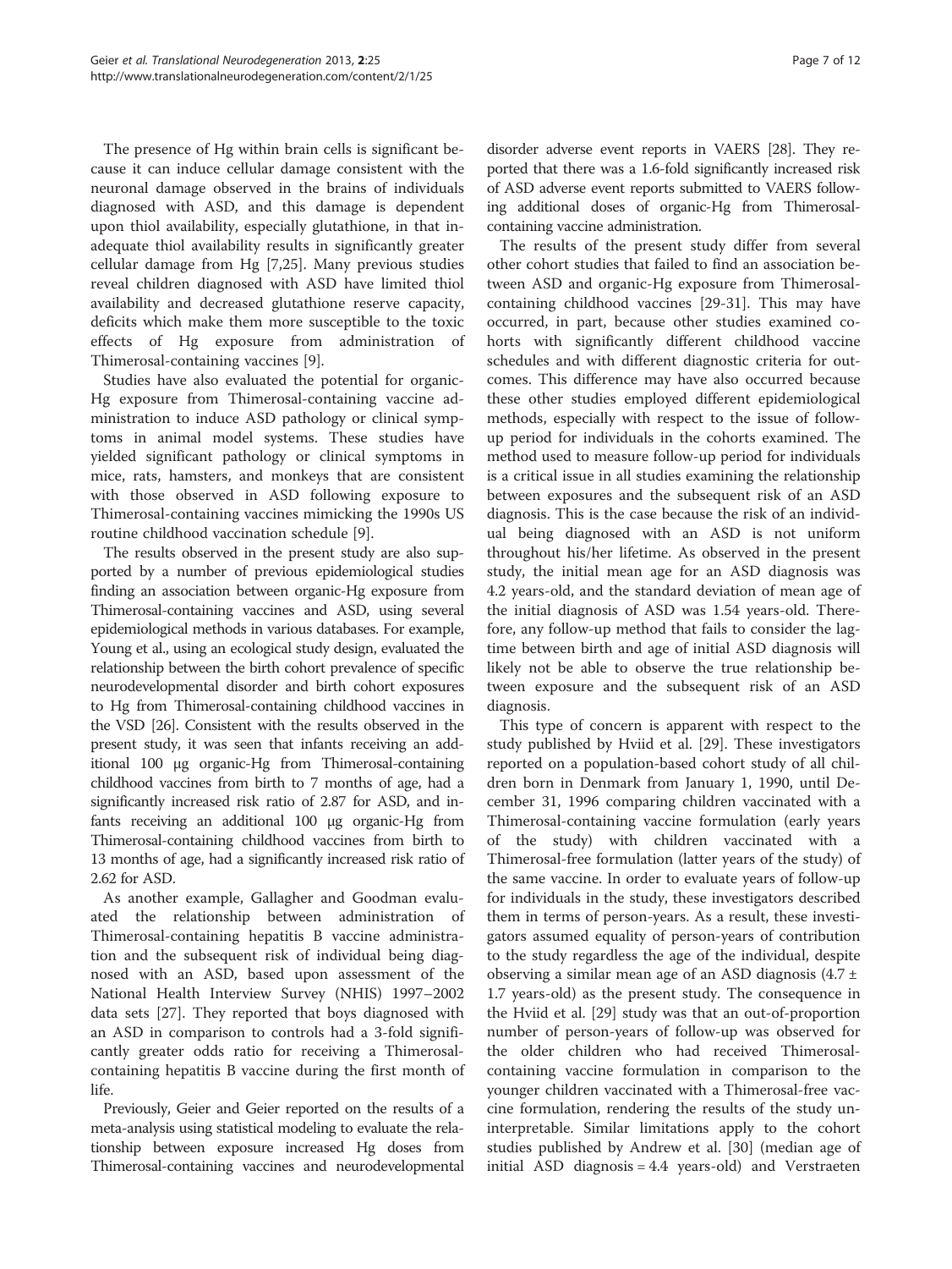The presence of Hg within brain cells is significant because it can induce cellular damage consistent with the neuronal damage observed in the brains of individuals diagnosed with ASD, and this damage is dependent upon thiol availability, especially glutathione, in that inadequate thiol availability results in significantly greater cellular damage from Hg [7,25]. Many previous studies reveal children diagnosed with ASD have limited thiol availability and decreased glutathione reserve capacity, deficits which make them more susceptible to the toxic effects of Hg exposure from administration of Thimerosal-containing vaccines [9].

Studies have also evaluated the potential for organic-Hg exposure from Thimerosal-containing vaccine administration to induce ASD pathology or clinical symptoms in animal model systems. These studies have yielded significant pathology or clinical symptoms in mice, rats, hamsters, and monkeys that are consistent with those observed in ASD following exposure to Thimerosal-containing vaccines mimicking the 1990s US routine childhood vaccination schedule [9].

The results observed in the present study are also supported by a number of previous epidemiological studies finding an association between organic-Hg exposure from Thimerosal-containing vaccines and ASD, using several epidemiological methods in various databases. For example, Young et al., using an ecological study design, evaluated the relationship between the birth cohort prevalence of specific neurodevelopmental disorder and birth cohort exposures to Hg from Thimerosal-containing childhood vaccines in the VSD [26]. Consistent with the results observed in the present study, it was seen that infants receiving an additional 100 μg organic-Hg from Thimerosal-containing childhood vaccines from birth to 7 months of age, had a significantly increased risk ratio of 2.87 for ASD, and infants receiving an additional 100 μg organic-Hg from Thimerosal-containing childhood vaccines from birth to 13 months of age, had a significantly increased risk ratio of 2.62 for ASD.

As another example, Gallagher and Goodman evaluated the relationship between administration of Thimerosal-containing hepatitis B vaccine administration and the subsequent risk of individual being diagnosed with an ASD, based upon assessment of the National Health Interview Survey (NHIS) 1997–2002 data sets [27]. They reported that boys diagnosed with an ASD in comparison to controls had a 3-fold significantly greater odds ratio for receiving a Thimerosal-containing hepatitis B vaccine during the first month of life.

Previously, Geier and Geier reported on the results of a meta-analysis using statistical modeling to evaluate the relationship between exposure increased Hg doses from Thimerosal-containing vaccines and neurodevelopmental disorder adverse event reports in VAERS [28]. They reported that there was a 1.6-fold significantly increased risk of ASD adverse event reports submitted to VAERS following additional doses of organic-Hg from Thimerosal-containing vaccine administration.

The results of the present study differ from several other cohort studies that failed to find an association between ASD and organic-Hg exposure from Thimerosal-containing childhood vaccines [29-31]. This may have occurred, in part, because other studies examined cohorts with significantly different childhood vaccine schedules and with different diagnostic criteria for outcomes. This difference may have also occurred because these other studies employed different epidemiological methods, especially with respect to the issue of follow-up period for individuals in the cohorts examined. The method used to measure follow-up period for individuals is a critical issue in all studies examining the relationship between exposures and the subsequent risk of an ASD diagnosis. This is the case because the risk of an individual being diagnosed with an ASD is not uniform throughout his/her lifetime. As observed in the present study, the initial mean age for an ASD diagnosis was 4.2 years-old, and the standard deviation of mean age of the initial diagnosis of ASD was 1.54 years-old. Therefore, any follow-up method that fails to consider the lag-time between birth and age of initial ASD diagnosis will likely not be able to observe the true relationship between exposure and the subsequent risk of an ASD diagnosis.

This type of concern is apparent with respect to the study published by Hviid et al. [29]. These investigators reported on a population-based cohort study of all children born in Denmark from January 1, 1990, until December 31, 1996 comparing children vaccinated with a Thimerosal-containing vaccine formulation (early years of the study) with children vaccinated with a Thimerosal-free formulation (latter years of the study) of the same vaccine. In order to evaluate years of follow-up for individuals in the study, these investigators described them in terms of person-years. As a result, these investigators assumed equality of person-years of contribution to the study regardless the age of the individual, despite observing a similar mean age of an ASD diagnosis (4.7 ± 1.7 years-old) as the present study. The consequence in the Hviid et al. [29] study was that an out-of-proportion number of person-years of follow-up was observed for the older children who had received Thimerosal-containing vaccine formulation in comparison to the younger children vaccinated with a Thimerosal-free vaccine formulation, rendering the results of the study uninterpretable. Similar limitations apply to the cohort studies published by Andrew et al. [30] (median age of initial ASD diagnosis = 4.4 years-old) and Verstraeten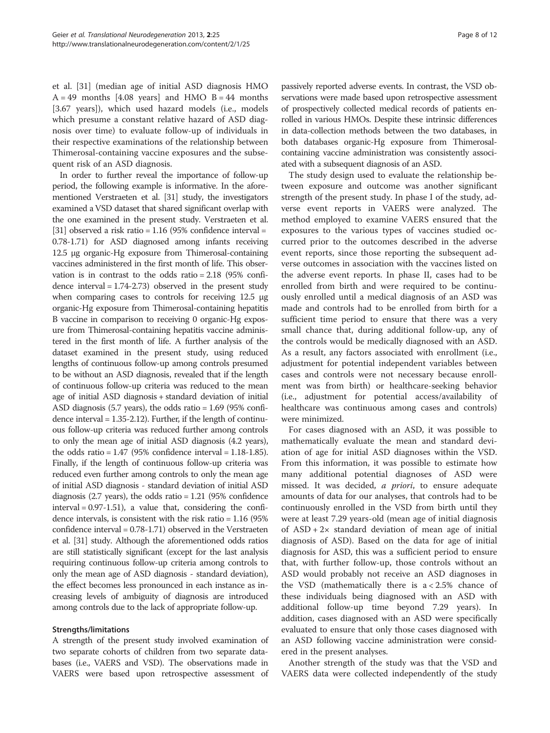et al. [31] (median age of initial ASD diagnosis HMO A = 49 months [4.08 years] and HMO B = 44 months [3.67 years]), which used hazard models (i.e., models which presume a constant relative hazard of ASD diagnosis over time) to evaluate follow-up of individuals in their respective examinations of the relationship between Thimerosal-containing vaccine exposures and the subsequent risk of an ASD diagnosis.

In order to further reveal the importance of follow-up period, the following example is informative. In the aforementioned Verstraeten et al. [31] study, the investigators examined a VSD dataset that shared significant overlap with the one examined in the present study. Verstraeten et al. [31] observed a risk ratio = 1.16 (95% confidence interval = 0.78-1.71) for ASD diagnosed among infants receiving 12.5 μg organic-Hg exposure from Thimerosal-containing vaccines administered in the first month of life. This observation is in contrast to the odds ratio = 2.18 (95% confidence interval = 1.74-2.73) observed in the present study when comparing cases to controls for receiving 12.5 μg organic-Hg exposure from Thimerosal-containing hepatitis B vaccine in comparison to receiving 0 organic-Hg exposure from Thimerosal-containing hepatitis vaccine administered in the first month of life. A further analysis of the dataset examined in the present study, using reduced lengths of continuous follow-up among controls presumed to be without an ASD diagnosis, revealed that if the length of continuous follow-up criteria was reduced to the mean age of initial ASD diagnosis + standard deviation of initial ASD diagnosis (5.7 years), the odds ratio = 1.69 (95% confidence interval = 1.35-2.12). Further, if the length of continuous follow-up criteria was reduced further among controls to only the mean age of initial ASD diagnosis (4.2 years), the odds ratio = 1.47 (95% confidence interval = 1.18-1.85). Finally, if the length of continuous follow-up criteria was reduced even further among controls to only the mean age of initial ASD diagnosis - standard deviation of initial ASD diagnosis (2.7 years), the odds ratio = 1.21 (95% confidence interval = 0.97-1.51), a value that, considering the confidence intervals, is consistent with the risk ratio = 1.16 (95% confidence interval = 0.78-1.71) observed in the Verstraeten et al. [31] study. Although the aforementioned odds ratios are still statistically significant (except for the last analysis requiring continuous follow-up criteria among controls to only the mean age of ASD diagnosis - standard deviation), the effect becomes less pronounced in each instance as increasing levels of ambiguity of diagnosis are introduced among controls due to the lack of appropriate follow-up.

### Strengths/limitations

A strength of the present study involved examination of two separate cohorts of children from two separate databases (i.e., VAERS and VSD). The observations made in VAERS were based upon retrospective assessment of passively reported adverse events. In contrast, the VSD observations were made based upon retrospective assessment of prospectively collected medical records of patients enrolled in various HMOs. Despite these intrinsic differences in data-collection methods between the two databases, in both databases organic-Hg exposure from Thimerosal-containing vaccine administration was consistently associated with a subsequent diagnosis of an ASD.

The study design used to evaluate the relationship between exposure and outcome was another significant strength of the present study. In phase I of the study, adverse event reports in VAERS were analyzed. The method employed to examine VAERS ensured that the exposures to the various types of vaccines studied occurred prior to the outcomes described in the adverse event reports, since those reporting the subsequent adverse outcomes in association with the vaccines listed on the adverse event reports. In phase II, cases had to be enrolled from birth and were required to be continuously enrolled until a medical diagnosis of an ASD was made and controls had to be enrolled from birth for a sufficient time period to ensure that there was a very small chance that, during additional follow-up, any of the controls would be medically diagnosed with an ASD. As a result, any factors associated with enrollment (i.e., adjustment for potential independent variables between cases and controls were not necessary because enrollment was from birth) or healthcare-seeking behavior (i.e., adjustment for potential access/availability of healthcare was continuous among cases and controls) were minimized.

For cases diagnosed with an ASD, it was possible to mathematically evaluate the mean and standard deviation of age for initial ASD diagnoses within the VSD. From this information, it was possible to estimate how many additional potential diagnoses of ASD were missed. It was decided, *a priori*, to ensure adequate amounts of data for our analyses, that controls had to be continuously enrolled in the VSD from birth until they were at least 7.29 years-old (mean age of initial diagnosis of ASD + 2× standard deviation of mean age of initial diagnosis of ASD). Based on the data for age of initial diagnosis for ASD, this was a sufficient period to ensure that, with further follow-up, those controls without an ASD would probably not receive an ASD diagnoses in the VSD (mathematically there is a < 2.5% chance of these individuals being diagnosed with an ASD with additional follow-up time beyond 7.29 years). In addition, cases diagnosed with an ASD were specifically evaluated to ensure that only those cases diagnosed with an ASD following vaccine administration were considered in the present analyses.

Another strength of the study was that the VSD and VAERS data were collected independently of the study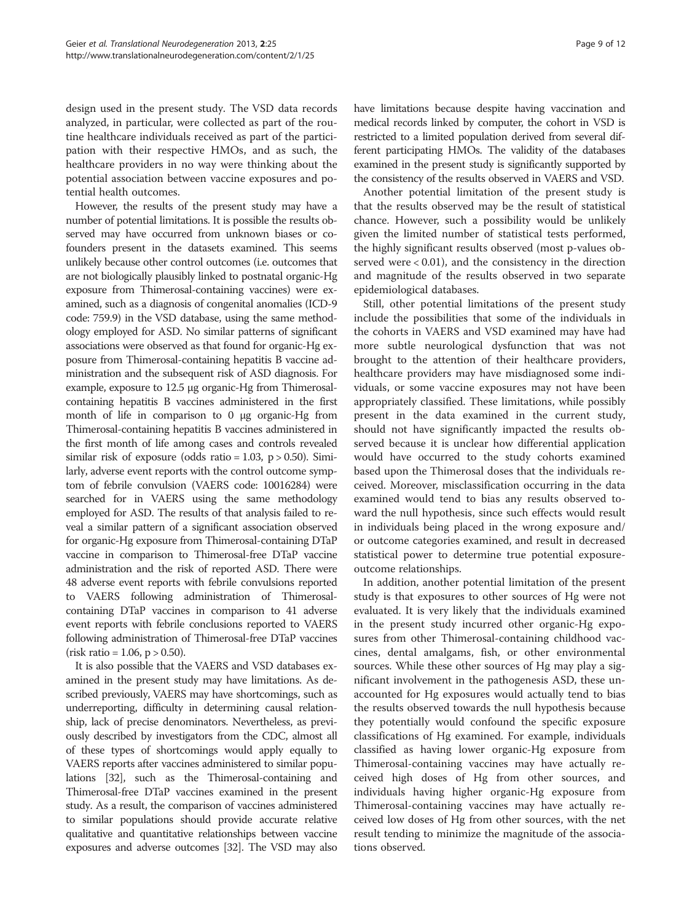design used in the present study. The VSD data records analyzed, in particular, were collected as part of the routine healthcare individuals received as part of the participation with their respective HMOs, and as such, the healthcare providers in no way were thinking about the potential association between vaccine exposures and potential health outcomes.

However, the results of the present study may have a number of potential limitations. It is possible the results observed may have occurred from unknown biases or cofounders present in the datasets examined. This seems unlikely because other control outcomes (i.e. outcomes that are not biologically plausibly linked to postnatal organic-Hg exposure from Thimerosal-containing vaccines) were examined, such as a diagnosis of congenital anomalies (ICD-9 code: 759.9) in the VSD database, using the same methodology employed for ASD. No similar patterns of significant associations were observed as that found for organic-Hg exposure from Thimerosal-containing hepatitis B vaccine administration and the subsequent risk of ASD diagnosis. For example, exposure to 12.5 μg organic-Hg from Thimerosal-containing hepatitis B vaccines administered in the first month of life in comparison to 0 μg organic-Hg from Thimerosal-containing hepatitis B vaccines administered in the first month of life among cases and controls revealed similar risk of exposure (odds ratio = 1.03, $p > 0.50$). Similarly, adverse event reports with the control outcome symptom of febrile convulsion (VAERS code: 10016284) were searched for in VAERS using the same methodology employed for ASD. The results of that analysis failed to reveal a similar pattern of a significant association observed for organic-Hg exposure from Thimerosal-containing DTaP vaccine in comparison to Thimerosal-free DTaP vaccine administration and the risk of reported ASD. There were 48 adverse event reports with febrile convulsions reported to VAERS following administration of Thimerosal-containing DTaP vaccines in comparison to 41 adverse event reports with febrile conclusions reported to VAERS following administration of Thimerosal-free DTaP vaccines (risk ratio = 1.06, $p > 0.50$).

It is also possible that the VAERS and VSD databases examined in the present study may have limitations. As described previously, VAERS may have shortcomings, such as underreporting, difficulty in determining causal relationship, lack of precise denominators. Nevertheless, as previously described by investigators from the CDC, almost all of these types of shortcomings would apply equally to VAERS reports after vaccines administered to similar populations [32], such as the Thimerosal-containing and Thimerosal-free DTaP vaccines examined in the present study. As a result, the comparison of vaccines administered to similar populations should provide accurate relative qualitative and quantitative relationships between vaccine exposures and adverse outcomes [32]. The VSD may also have limitations because despite having vaccination and medical records linked by computer, the cohort in VSD is restricted to a limited population derived from several different participating HMOs. The validity of the databases examined in the present study is significantly supported by the consistency of the results observed in VAERS and VSD.

Another potential limitation of the present study is that the results observed may be the result of statistical chance. However, such a possibility would be unlikely given the limited number of statistical tests performed, the highly significant results observed (most p-values observed were $< 0.01$), and the consistency in the direction and magnitude of the results observed in two separate epidemiological databases.

Still, other potential limitations of the present study include the possibilities that some of the individuals in the cohorts in VAERS and VSD examined may have had more subtle neurological dysfunction that was not brought to the attention of their healthcare providers, healthcare providers may have misdiagnosed some individuals, or some vaccine exposures may not have been appropriately classified. These limitations, while possibly present in the data examined in the current study, should not have significantly impacted the results observed because it is unclear how differential application would have occurred to the study cohorts examined based upon the Thimerosal doses that the individuals received. Moreover, misclassification occurring in the data examined would tend to bias any results observed toward the null hypothesis, since such effects would result in individuals being placed in the wrong exposure and/or outcome categories examined, and result in decreased statistical power to determine true potential exposure-outcome relationships.

In addition, another potential limitation of the present study is that exposures to other sources of Hg were not evaluated. It is very likely that the individuals examined in the present study incurred other organic-Hg exposures from other Thimerosal-containing childhood vaccines, dental amalgams, fish, or other environmental sources. While these other sources of Hg may play a significant involvement in the pathogenesis ASD, these unaccounted for Hg exposures would actually tend to bias the results observed towards the null hypothesis because they potentially would confound the specific exposure classifications of Hg examined. For example, individuals classified as having lower organic-Hg exposure from Thimerosal-containing vaccines may have actually received high doses of Hg from other sources, and individuals having higher organic-Hg exposure from Thimerosal-containing vaccines may have actually received low doses of Hg from other sources, with the net result tending to minimize the magnitude of the associations observed.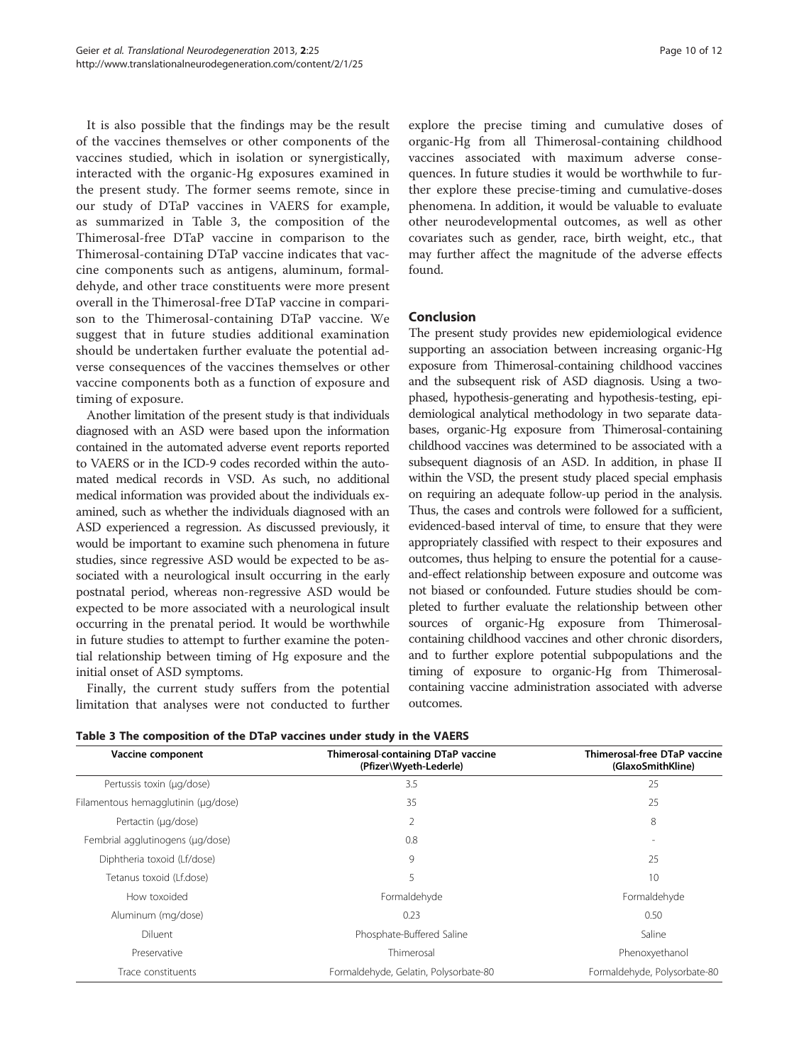It is also possible that the findings may be the result of the vaccines themselves or other components of the vaccines studied, which in isolation or synergistically, interacted with the organic-Hg exposures examined in the present study. The former seems remote, since in our study of DTaP vaccines in VAERS for example, as summarized in Table 3, the composition of the Thimerosal-free DTaP vaccine in comparison to the Thimerosal-containing DTaP vaccine indicates that vaccine components such as antigens, aluminum, formaldehyde, and other trace constituents were more present overall in the Thimerosal-free DTaP vaccine in comparison to the Thimerosal-containing DTaP vaccine. We suggest that in future studies additional examination should be undertaken further evaluate the potential adverse consequences of the vaccines themselves or other vaccine components both as a function of exposure and timing of exposure.

Another limitation of the present study is that individuals diagnosed with an ASD were based upon the information contained in the automated adverse event reports reported to VAERS or in the ICD-9 codes recorded within the automated medical records in VSD. As such, no additional medical information was provided about the individuals examined, such as whether the individuals diagnosed with an ASD experienced a regression. As discussed previously, it would be important to examine such phenomena in future studies, since regressive ASD would be expected to be associated with a neurological insult occurring in the early postnatal period, whereas non-regressive ASD would be expected to be more associated with a neurological insult occurring in the prenatal period. It would be worthwhile in future studies to attempt to further examine the potential relationship between timing of Hg exposure and the initial onset of ASD symptoms.

Finally, the current study suffers from the potential limitation that analyses were not conducted to further explore the precise timing and cumulative doses of organic-Hg from all Thimerosal-containing childhood vaccines associated with maximum adverse consequences. In future studies it would be worthwhile to further explore these precise-timing and cumulative-doses phenomena. In addition, it would be valuable to evaluate other neurodevelopmental outcomes, as well as other covariates such as gender, race, birth weight, etc., that may further affect the magnitude of the adverse effects found.

## Conclusion

The present study provides new epidemiological evidence supporting an association between increasing organic-Hg exposure from Thimerosal-containing childhood vaccines and the subsequent risk of ASD diagnosis. Using a two-phased, hypothesis-generating and hypothesis-testing, epidemiological analytical methodology in two separate databases, organic-Hg exposure from Thimerosal-containing childhood vaccines was determined to be associated with a subsequent diagnosis of an ASD. In addition, in phase II within the VSD, the present study placed special emphasis on requiring an adequate follow-up period in the analysis. Thus, the cases and controls were followed for a sufficient, evidenced-based interval of time, to ensure that they were appropriately classified with respect to their exposures and outcomes, thus helping to ensure the potential for a cause-and-effect relationship between exposure and outcome was not biased or confounded. Future studies should be completed to further evaluate the relationship between other sources of organic-Hg exposure from Thimerosal-containing childhood vaccines and other chronic disorders, and to further explore potential subpopulations and the timing of exposure to organic-Hg from Thimerosal-containing vaccine administration associated with adverse outcomes.

**Table 3 The composition of the DTaP vaccines under study in the VAERS**

| Vaccine component | Thimerosal-containing DTaP vaccine (Pfizer\Wyeth-Lederle) | Thimerosal-free DTaP vaccine (GlaxoSmithKline) |
|---|---|---|
| Pertussis toxin (μg/dose) | 3.5 | 25 |
| Filamentous hemagglutinin (μg/dose) | 35 | 25 |
| Pertactin (μg/dose) | 2 | 8 |
| Fembrial agglutinogens (μg/dose) | 0.8 | - |
| Diphtheria toxoid (Lf/dose) | 9 | 25 |
| Tetanus toxoid (Lf.dose) | 5 | 10 |
| How toxoided | Formaldehyde | Formaldehyde |
| Aluminum (mg/dose) | 0.23 | 0.50 |
| Diluent | Phosphate-Buffered Saline | Saline |
| Preservative | Thimerosal | Phenoxyethanol |
| Trace constituents | Formaldehyde, Gelatin, Polysorbate-80 | Formaldehyde, Polysorbate-80 |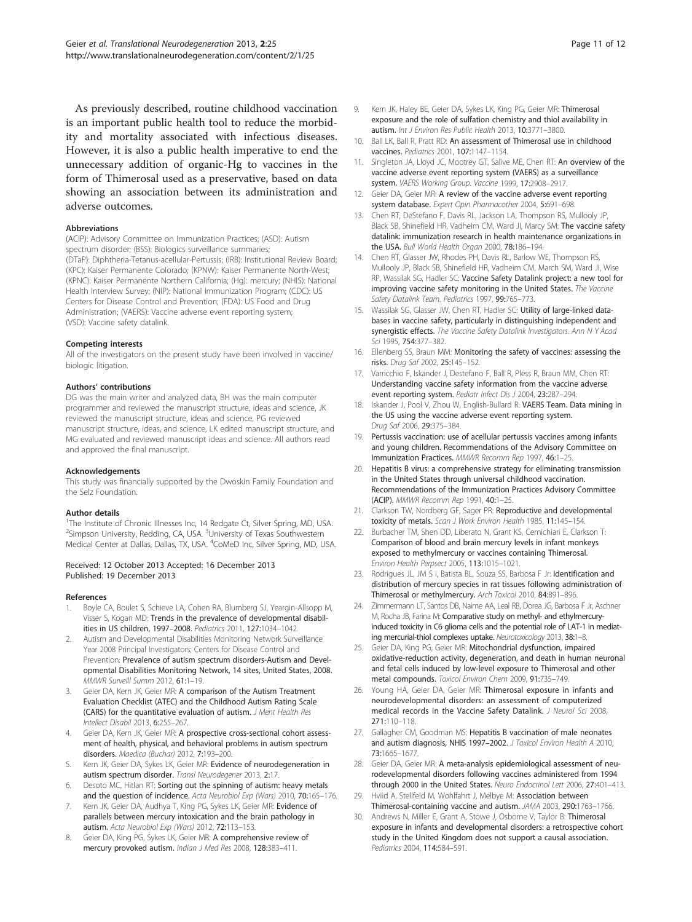As previously described, routine childhood vaccination is an important public health tool to reduce the morbidity and mortality associated with infectious diseases. However, it is also a public health imperative to end the unnecessary addition of organic-Hg to vaccines in the form of Thimerosal used as a preservative, based on data showing an association between its administration and adverse outcomes.

### Abbreviations

(ACIP): Advisory Committee on Immunization Practices; (ASD): Autism spectrum disorder; (BSS): Biologics surveillance summaries; (DTaP): Diphtheria-Tetanus-acellular-Pertussis; (IRB): Institutional Review Board; (KPC): Kaiser Permanente Colorado; (KPNW): Kaiser Permanente North-West; (KPNC): Kaiser Permanente Northern California; (Hg): mercury; (NHIS): National Health Interview Survey; (NIP): National Immunization Program; (CDC): US Centers for Disease Control and Prevention; (FDA): US Food and Drug Administration; (VAERS): Vaccine adverse event reporting system; (VSD): Vaccine safety datalink.

### Competing interests

All of the investigators on the present study have been involved in vaccine/biologic litigation.

### Authors' contributions

DG was the main writer and analyzed data, BH was the main computer programmer and reviewed the manuscript structure, ideas and science, JK reviewed the manuscript structure, ideas and science, PG reviewed manuscript structure, ideas, and science, LK edited manuscript structure, and MG evaluated and reviewed manuscript ideas and science. All authors read and approved the final manuscript.

### Acknowledgements

This study was financially supported by the Dwoskin Family Foundation and the Selz Foundation.

### Author details

[1]The Institute of Chronic Illnesses Inc, 14 Redgate Ct, Silver Spring, MD, USA. [2]Simpson University, Redding, CA, USA. [3]University of Texas Southwestern Medical Center at Dallas, Dallas, TX, USA. [4]CoMeD Inc, Silver Spring, MD, USA.

Received: 12 October 2013 Accepted: 16 December 2013
Published: 19 December 2013

### References

1. Boyle CA, Boulet S, Schieve LA, Cohen RA, Blumberg SJ, Yeargin-Allsopp M, Visser S, Kogan MD: **Trends in the prevalence of developmental disabilities in US children, 1997–2008.** *Pediatrics* 2011, **127:**1034–1042.
2. Autism and Developmental Disabilities Monitoring Network Surveillance Year 2008 Principal Investigators; Centers for Disease Control and Prevention: **Prevalence of autism spectrum disorders-Autism and Developmental Disabilities Monitoring Network, 14 sites, United States, 2008.** *MMWR Surveill Summ* 2012, **61:**1–19.
3. Geier DA, Kern JK, Geier MR: **A comparison of the Autism Treatment Evaluation Checklist (ATEC) and the Childhood Autism Rating Scale (CARS) for the quantitative evaluation of autism.** *J Ment Health Res Intellect Disabil* 2013, **6:**255–267.
4. Geier DA, Kern JK, Geier MR: **A prospective cross-sectional cohort assessment of health, physical, and behavioral problems in autism spectrum disorders.** *Maedica (Buchar)* 2012, **7:**193–200.
5. Kern JK, Geier DA, Sykes LK, Geier MR: **Evidence of neurodegeneration in autism spectrum disorder.** *Transl Neurodegener* 2013, **2:**17.
6. Desoto MC, Hitlan RT: **Sorting out the spinning of autism: heavy metals and the question of incidence.** *Acta Neurobiol Exp (Wars)* 2010, **70:**165–176.
7. Kern JK, Geier DA, Audhya T, King PG, Sykes LK, Geier MR: **Evidence of parallels between mercury intoxication and the brain pathology in autism.** *Acta Neurobiol Exp (Wars)* 2012, **72:**113–153.
8. Geier DA, King PG, Sykes LK, Geier MR: **A comprehensive review of mercury provoked autism.** *Indian J Med Res* 2008, **128:**383–411.
9. Kern JK, Haley BE, Geier DA, Sykes LK, King PG, Geier MR: **Thimerosal exposure and the role of sulfation chemistry and thiol availability in autism.** *Int J Environ Res Public Health* 2013, **10:**3771–3800.
10. Ball LK, Ball R, Pratt RD: **An assessment of Thimerosal use in childhood vaccines.** *Pediatrics* 2001, **107:**1147–1154.
11. Singleton JA, Lloyd JC, Mootrey GT, Salive ME, Chen RT: **An overview of the vaccine adverse event reporting system (VAERS) as a surveillance system.** *VAERS Working Group. Vaccine* 1999, **17:**2908–2917.
12. Geier DA, Geier MR: **A review of the vaccine adverse event reporting system database.** *Expert Opin Pharmacother* 2004, **5:**691–698.
13. Chen RT, DeStefano F, Davis RL, Jackson LA, Thompson RS, Mullooly JP, Black SB, Shinefield HR, Vadheim CM, Ward JI, Marcy SM: **The vaccine safety datalink: immunization research in health maintenance organizations in the USA.** *Bull World Health Organ* 2000, **78:**186–194.
14. Chen RT, Glasser JW, Rhodes PH, Davis RL, Barlow WE, Thompson RS, Mullooly JP, Black SB, Shinefield HR, Vadheim CM, March SM, Ward JI, Wise RP, Wassilak SG, Hadler SC: **Vaccine Safety Datalink project: a new tool for improving vaccine safety monitoring in the United States.** *The Vaccine Safety Datalink Team. Pediatrics* 1997, **99:**765–773.
15. Wassilak SG, Glasser JW, Chen RT, Hadler SC: **Utility of large-linked databases in vaccine safety, particularly in distinguishing independent and synergistic effects.** *The Vaccine Safety Datalink Investigators. Ann N Y Acad Sci* 1995, **754:**377–382.
16. Ellenberg SS, Braun MM: **Monitoring the safety of vaccines: assessing the risks.** *Drug Saf* 2002, **25:**145–152.
17. Varricchio F, Iskander J, Destefano F, Ball R, Pless R, Braun MM, Chen RT: **Understanding vaccine safety information from the vaccine adverse event reporting system.** *Pediatr Infect Dis J* 2004, **23:**287–294.
18. Iskander J, Pool V, Zhou W, English-Bullard R: **VAERS Team. Data mining in the US using the vaccine adverse event reporting system.** *Drug Saf* 2006, **29:**375–384.
19. **Pertussis vaccination: use of acellular pertussis vaccines among infants and young children. Recommendations of the Advisory Committee on Immunization Practices.** *MMWR Recomm Rep* 1997, **46:**1–25.
20. **Hepatitis B virus: a comprehensive strategy for eliminating transmission in the United States through universal childhood vaccination. Recommendations of the Immunization Practices Advisory Committee (ACIP).** *MMWR Recomm Rep* 1991, **40:**1–25.
21. Clarkson TW, Nordberg GF, Sager PR: **Reproductive and developmental toxicity of metals.** *Scan J Work Environ Health* 1985, **11:**145–154.
22. Burbacher TM, Shen DD, Liberato N, Grant KS, Cernichiari E, Clarkson T: **Comparison of blood and brain mercury levels in infant monkeys exposed to methylmercury or vaccines containing Thimerosal.** *Environ Health Perpsect* 2005, **113:**1015–1021.
23. Rodrigues JL, JM S i, Batista BL, Souza SS, Barbosa F Jr: **Identification and distribution of mercury species in rat tissues following administration of Thimerosal or methylmercury.** *Arch Toxicol* 2010, **84:**891–896.
24. Zimmermann LT, Santos DB, Naime AA, Leal RB, Dorea JG, Barbosa F Jr, Aschner M, Rocha JB, Farina M: **Comparative study on methyl- and ethylmercury-induced toxicity in C6 glioma cells and the potential role of LAT-1 in mediating mercurial-thiol complexes uptake.** *Neurotoxicology* 2013, **38:**1–8.
25. Geier DA, King PG, Geier MR: **Mitochondrial dysfunction, impaired oxidative-reduction activity, degeneration, and death in human neuronal and fetal cells induced by low-level exposure to Thimerosal and other metal compounds.** *Toxicol Environ Chem* 2009, **91:**735–749.
26. Young HA, Geier DA, Geier MR: **Thimerosal exposure in infants and neurodevelopmental disorders: an assessment of computerized medical records in the Vaccine Safety Datalink.** *J Neurol Sci* 2008, **271:**110–118.
27. Gallagher CM, Goodman MS: **Hepatitis B vaccination of male neonates and autism diagnosis, NHIS 1997–2002.** *J Toxicol Environ Health A* 2010, **73:**1665–1677.
28. Geier DA, Geier MR: **A meta-analysis epidemiological assessment of neurodevelopmental disorders following vaccines administered from 1994 through 2000 in the United States.** *Neuro Endocrinol Lett* 2006, **27:**401–413.
29. Hviid A, Stellfeld M, Wohlfahrt J, Melbye M: **Association between Thimerosal-containing vaccine and autism.** *JAMA* 2003, **290:**1763–1766.
30. Andrews N, Miller E, Grant A, Stowe J, Osborne V, Taylor B: **Thimerosal exposure in infants and developmental disorders: a retrospective cohort study in the United Kingdom does not support a causal association.** *Pediatrics* 2004, **114:**584–591.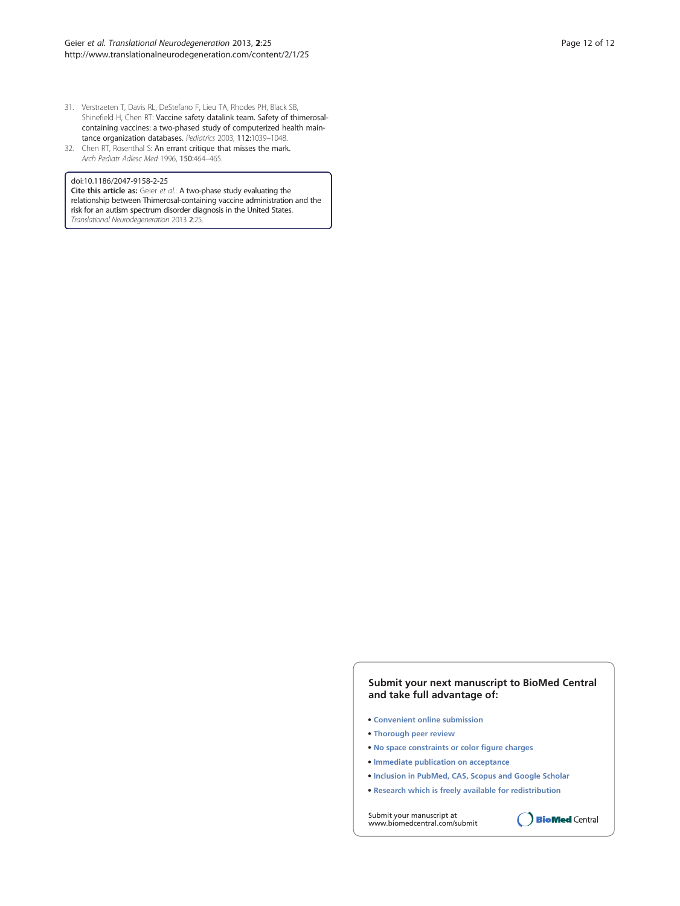31. Verstraeten T, Davis RL, DeStefano F, Lieu TA, Rhodes PH, Black SB, Shinefield H, Chen RT: **Vaccine safety datalink team. Safety of thimerosal-containing vaccines: a two-phased study of computerized health maintance organization databases.** *Pediatrics* 2003, **112:**1039–1048.
32. Chen RT, Rosenthal S: **An errant critique that misses the mark.** *Arch Pediatr Adlesc Med* 1996, **150:**464–465.

doi:10.1186/2047-9158-2-25
**Cite this article as:** Geier *et al.*: A two-phase study evaluating the relationship between Thimerosal-containing vaccine administration and the risk for an autism spectrum disorder diagnosis in the United States. *Translational Neurodegeneration* 2013 **2**:25.

**Submit your next manuscript to BioMed Central and take full advantage of:**

- **Convenient online submission**
- **Thorough peer review**
- **No space constraints or color figure charges**
- **Immediate publication on acceptance**
- **Inclusion in PubMed, CAS, Scopus and Google Scholar**
- **Research which is freely available for redistribution**

Submit your manuscript at
www.biomedcentral.com/submit

BioMed Central